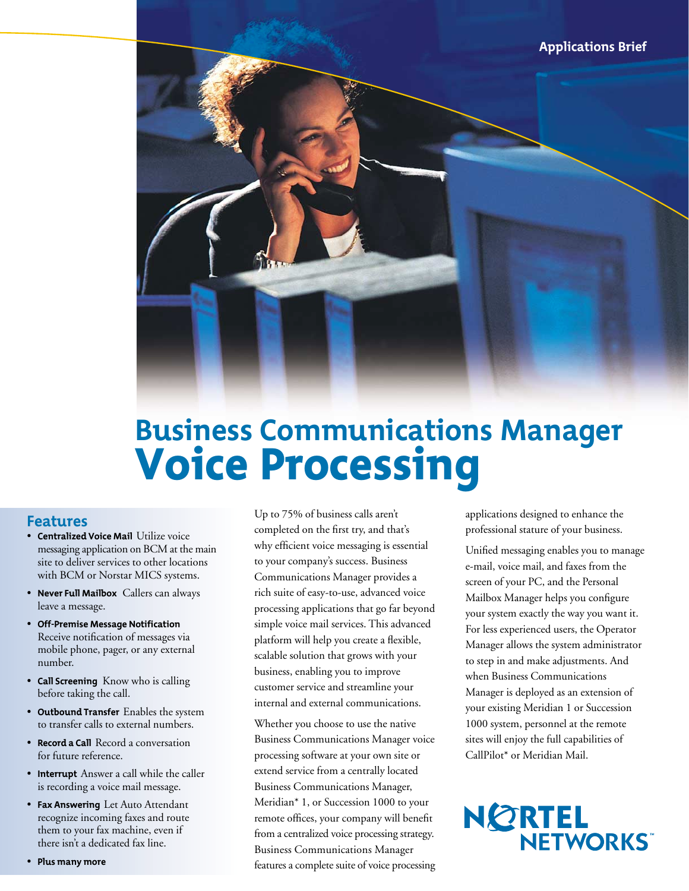Applications Brief

# Business Communications Manager Voice Processing

## Features

- **Centralized Voice Mail** Utilize voice messaging application on BCM at the main site to deliver services to other locations with BCM or Norstar MICS systems.
- **Never Full Mailbox** Callers can always leave a message.
- **Off-Premise Message Notification** Receive notification of messages via mobile phone, pager, or any external number.
- **Call Screening** Know who is calling before taking the call.
- **Outbound Transfer** Enables the system to transfer calls to external numbers.
- **Record a Call** Record a conversation for future reference.
- **Interrupt** Answer a call while the caller is recording a voice mail message.
- **Fax Answering** Let Auto Attendant recognize incoming faxes and route them to your fax machine, even if there isn't a dedicated fax line.
- **Plus many more**

Up to 75% of business calls aren't completed on the first try, and that's why efficient voice messaging is essential to your company's success. Business Communications Manager provides a rich suite of easy-to-use, advanced voice processing applications that go far beyond simple voice mail services. This advanced platform will help you create a flexible, scalable solution that grows with your business, enabling you to improve customer service and streamline your internal and external communications.

Whether you choose to use the native Business Communications Manager voice processing software at your own site or extend service from a centrally located Business Communications Manager, Meridian* 1, or Succession 1000 to your remote offices, your company will benefit from a centralized voice processing strategy. Business Communications Manager features a complete suite of voice processing applications designed to enhance the professional stature of your business.

Unified messaging enables you to manage e-mail, voice mail, and faxes from the screen of your PC, and the Personal Mailbox Manager helps you configure your system exactly the way you want it. For less experienced users, the Operator Manager allows the system administrator to step in and make adjustments. And when Business Communications Manager is deployed as an extension of your existing Meridian 1 or Succession 1000 system, personnel at the remote sites will enjoy the full capabilities of CallPilot* or Meridian Mail.

NORTEL NETWORKS™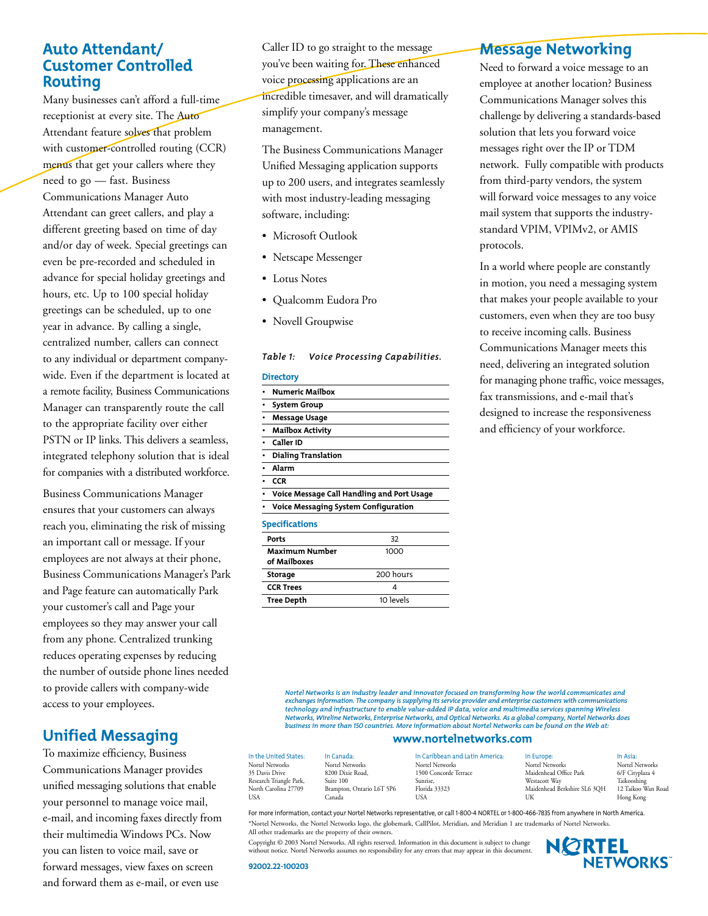## Auto Attendant/ Customer Controlled Routing

Many businesses can't afford a full-time receptionist at every site. The Auto Attendant feature solves that problem with customer-controlled routing (CCR) menus that get your callers where they need to go — fast. Business Communications Manager Auto Attendant can greet callers, and play a different greeting based on time of day and/or day of week. Special greetings can even be pre-recorded and scheduled in advance for special holiday greetings and hours, etc. Up to 100 special holiday greetings can be scheduled, up to one year in advance. By calling a single, centralized number, callers can connect to any individual or department company-wide. Even if the department is located at a remote facility, Business Communications Manager can transparently route the call to the appropriate facility over either PSTN or IP links. This delivers a seamless, integrated telephony solution that is ideal for companies with a distributed workforce.

Business Communications Manager ensures that your customers can always reach you, eliminating the risk of missing an important call or message. If your employees are not always at their phone, Business Communications Manager's Park and Page feature can automatically Park your customer's call and Page your employees so they may answer your call from any phone. Centralized trunking reduces operating expenses by reducing the number of outside phone lines needed to provide callers with company-wide access to your employees.

## Unified Messaging

To maximize efficiency, Business Communications Manager provides unified messaging solutions that enable your personnel to manage voice mail, e-mail, and incoming faxes directly from their multimedia Windows PCs. Now you can listen to voice mail, save or forward messages, view faxes on screen and forward them as e-mail, or even use Caller ID to go straight to the message you've been waiting for. These enhanced voice processing applications are an incredible timesaver, and will dramatically simplify your company's message management.

The Business Communications Manager Unified Messaging application supports up to 200 users, and integrates seamlessly with most industry-leading messaging software, including:

- Microsoft Outlook
- Netscape Messenger
- Lotus Notes
- Qualcomm Eudora Pro
- Novell Groupwise

*Table 1: Voice Processing Capabilities.*

**Directory**

- **Numeric Mailbox**
- **System Group**
- **Message Usage**
- **Mailbox Activity**
- **Caller ID**
- **Dialing Translation**
- **Alarm**
- **CCR**
- **Voice Message Call Handling and Port Usage**
- **Voice Messaging System Configuration**

**Specifications**

| | |
|---|---|
| **Ports** | 32 |
| **Maximum Number of Mailboxes** | 1000 |
| **Storage** | 200 hours |
| **CCR Trees** | 4 |
| **Tree Depth** | 10 levels |

## Message Networking

Need to forward a voice message to an employee at another location? Business Communications Manager solves this challenge by delivering a standards-based solution that lets you forward voice messages right over the IP or TDM network. Fully compatible with products from third-party vendors, the system will forward voice messages to any voice mail system that supports the industry-standard VPIM, VPIMv2, or AMIS protocols.

In a world where people are constantly in motion, you need a messaging system that makes your people available to your customers, even when they are too busy to receive incoming calls. Business Communications Manager meets this need, delivering an integrated solution for managing phone traffic, voice messages, fax transmissions, and e-mail that's designed to increase the responsiveness and efficiency of your workforce.

*Nortel Networks is an industry leader and innovator focused on transforming how the world communicates and exchanges information. The company is supplying its service provider and enterprise customers with communications technology and infrastructure to enable value-added IP data, voice and multimedia services spanning Wireless Networks, Wireline Networks, Enterprise Networks, and Optical Networks. As a global company, Nortel Networks does business in more than 150 countries. More information about Nortel Networks can be found on the Web at:*

**www.nortelnetworks.com**

In the United States:
Nortel Networks
35 Davis Drive
Research Triangle Park,
North Carolina 27709
USA

In Canada:
Nortel Networks
8200 Dixie Road,
Suite 100
Brampton, Ontario L6T 5P6
Canada

In Caribbean and Latin America:
Nortel Networks
1500 Concorde Terrace
Sunrise,
Florida 33323
USA

In Europe:
Nortel Networks
Maidenhead Office Park
Westacott Way
Maidenhead Berkshire SL6 3QH
UK

In Asia:
Nortel Networks
6/F Cityplaza 4
Taikooshing
12 Taikoo Wan Road
Hong Kong

For more information, contact your Nortel Networks representative, or call 1-800-4 NORTEL or 1-800-466-7835 from anywhere in North America.

*Nortel Networks, the Nortel Networks logo, the globemark, CallPilot, Meridian, and Meridian 1 are trademarks of Nortel Networks. All other trademarks are the property of their owners.

Copyright © 2003 Nortel Networks. All rights reserved. Information in this document is subject to change without notice. Nortel Networks assumes no responsibility for any errors that may appear in this document.

92002.22-100203

NORTEL NETWORKS™